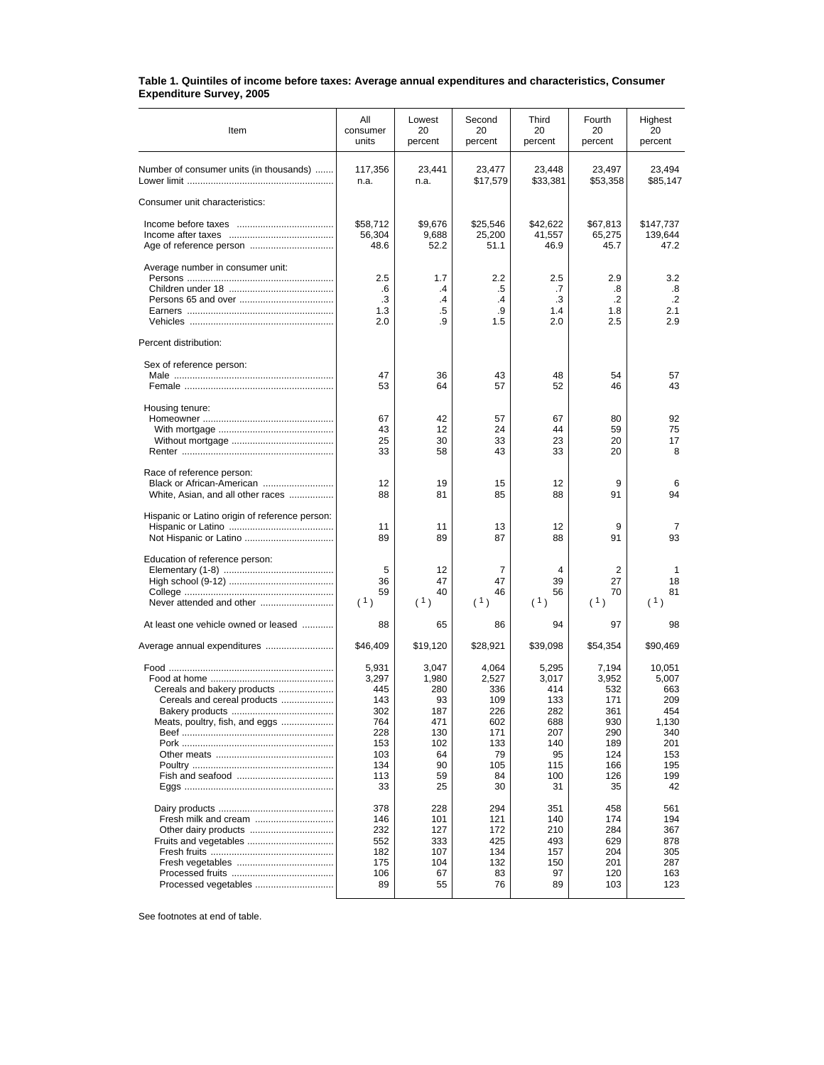**Table 1. Quintiles of income before taxes: Average annual expenditures and characteristics, Consumer Expenditure Survey, 2005**

| Item | All consumer units | Lowest 20 percent | Second 20 percent | Third 20 percent | Fourth 20 percent | Highest 20 percent |
|---|---|---|---|---|---|---|
| Number of consumer units (in thousands) | 117,356 | 23,441 | 23,477 | 23,448 | 23,497 | 23,494 |
| Lower limit | n.a. | n.a. | $17,579 | $33,381 | $53,358 | $85,147 |
| Consumer unit characteristics: | | | | | | |
| Income before taxes | $58,712 | $9,676 | $25,546 | $42,622 | $67,813 | $147,737 |
| Income after taxes | 56,304 | 9,688 | 25,200 | 41,557 | 65,275 | 139,644 |
| Age of reference person | 48.6 | 52.2 | 51.1 | 46.9 | 45.7 | 47.2 |
| Average number in consumer unit: | | | | | | |
| Persons | 2.5 | 1.7 | 2.2 | 2.5 | 2.9 | 3.2 |
| Children under 18 | .6 | .4 | .5 | .7 | .8 | .8 |
| Persons 65 and over | .3 | .4 | .4 | .3 | .2 | .2 |
| Earners | 1.3 | .5 | .9 | 1.4 | 1.8 | 2.1 |
| Vehicles | 2.0 | .9 | 1.5 | 2.0 | 2.5 | 2.9 |
| Percent distribution: | | | | | | |
| Sex of reference person: | | | | | | |
| Male | 47 | 36 | 43 | 48 | 54 | 57 |
| Female | 53 | 64 | 57 | 52 | 46 | 43 |
| Housing tenure: | | | | | | |
| Homeowner | 67 | 42 | 57 | 67 | 80 | 92 |
| With mortgage | 43 | 12 | 24 | 44 | 59 | 75 |
| Without mortgage | 25 | 30 | 33 | 23 | 20 | 17 |
| Renter | 33 | 58 | 43 | 33 | 20 | 8 |
| Race of reference person: | | | | | | |
| Black or African-American | 12 | 19 | 15 | 12 | 9 | 6 |
| White, Asian, and all other races | 88 | 81 | 85 | 88 | 91 | 94 |
| Hispanic or Latino origin of reference person: | | | | | | |
| Hispanic or Latino | 11 | 11 | 13 | 12 | 9 | 7 |
| Not Hispanic or Latino | 89 | 89 | 87 | 88 | 91 | 93 |
| Education of reference person: | | | | | | |
| Elementary (1-8) | 5 | 12 | 7 | 4 | 2 | 1 |
| High school (9-12) | 36 | 47 | 47 | 39 | 27 | 18 |
| College | 59 | 40 | 46 | 56 | 70 | 81 |
| Never attended and other | (1) | (1) | (1) | (1) | (1) | (1) |
| At least one vehicle owned or leased | 88 | 65 | 86 | 94 | 97 | 98 |
| Average annual expenditures | $46,409 | $19,120 | $28,921 | $39,098 | $54,354 | $90,469 |
| Food | 5,931 | 3,047 | 4,064 | 5,295 | 7,194 | 10,051 |
| Food at home | 3,297 | 1,980 | 2,527 | 3,017 | 3,952 | 5,007 |
| Cereals and bakery products | 445 | 280 | 336 | 414 | 532 | 663 |
| Cereals and cereal products | 143 | 93 | 109 | 133 | 171 | 209 |
| Bakery products | 302 | 187 | 226 | 282 | 361 | 454 |
| Meats, poultry, fish, and eggs | 764 | 471 | 602 | 688 | 930 | 1,130 |
| Beef | 228 | 130 | 171 | 207 | 290 | 340 |
| Pork | 153 | 102 | 133 | 140 | 189 | 201 |
| Other meats | 103 | 64 | 79 | 95 | 124 | 153 |
| Poultry | 134 | 90 | 105 | 115 | 166 | 195 |
| Fish and seafood | 113 | 59 | 84 | 100 | 126 | 199 |
| Eggs | 33 | 25 | 30 | 31 | 35 | 42 |
| Dairy products | 378 | 228 | 294 | 351 | 458 | 561 |
| Fresh milk and cream | 146 | 101 | 121 | 140 | 174 | 194 |
| Other dairy products | 232 | 127 | 172 | 210 | 284 | 367 |
| Fruits and vegetables | 552 | 333 | 425 | 493 | 629 | 878 |
| Fresh fruits | 182 | 107 | 134 | 157 | 204 | 305 |
| Fresh vegetables | 175 | 104 | 132 | 150 | 201 | 287 |
| Processed fruits | 106 | 67 | 83 | 97 | 120 | 163 |
| Processed vegetables | 89 | 55 | 76 | 89 | 103 | 123 |

See footnotes at end of table.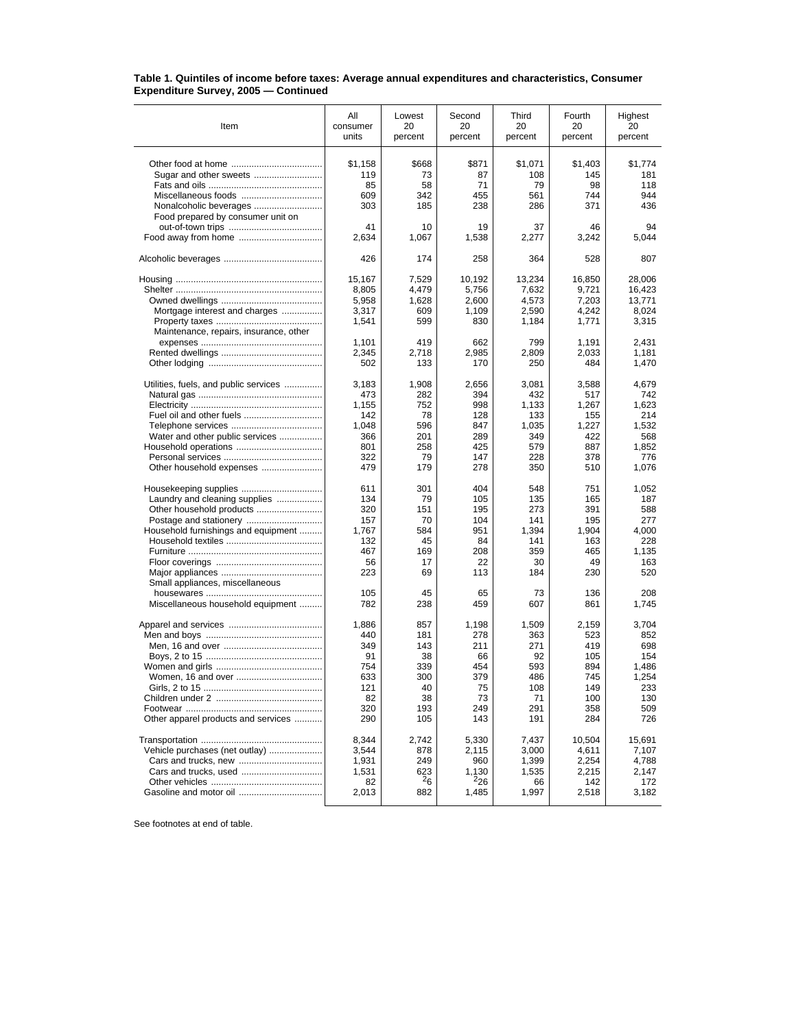**Table 1. Quintiles of income before taxes: Average annual expenditures and characteristics, Consumer Expenditure Survey, 2005 — Continued**

| Item | All consumer units | Lowest 20 percent | Second 20 percent | Third 20 percent | Fourth 20 percent | Highest 20 percent |
|---|---|---|---|---|---|---|
| Other food at home | $1,158 | $668 | $871 | $1,071 | $1,403 | $1,774 |
| Sugar and other sweets | 119 | 73 | 87 | 108 | 145 | 181 |
| Fats and oils | 85 | 58 | 71 | 79 | 98 | 118 |
| Miscellaneous foods | 609 | 342 | 455 | 561 | 744 | 944 |
| Nonalcoholic beverages | 303 | 185 | 238 | 286 | 371 | 436 |
| Food prepared by consumer unit on out-of-town trips | 41 | 10 | 19 | 37 | 46 | 94 |
| Food away from home | 2,634 | 1,067 | 1,538 | 2,277 | 3,242 | 5,044 |
| | | | | | | |
| Alcoholic beverages | 426 | 174 | 258 | 364 | 528 | 807 |
| | | | | | | |
| Housing | 15,167 | 7,529 | 10,192 | 13,234 | 16,850 | 28,006 |
| Shelter | 8,805 | 4,479 | 5,756 | 7,632 | 9,721 | 16,423 |
| Owned dwellings | 5,958 | 1,628 | 2,600 | 4,573 | 7,203 | 13,771 |
| Mortgage interest and charges | 3,317 | 609 | 1,109 | 2,590 | 4,242 | 8,024 |
| Property taxes | 1,541 | 599 | 830 | 1,184 | 1,771 | 3,315 |
| Maintenance, repairs, insurance, other expenses | 1,101 | 419 | 662 | 799 | 1,191 | 2,431 |
| Rented dwellings | 2,345 | 2,718 | 2,985 | 2,809 | 2,033 | 1,181 |
| Other lodging | 502 | 133 | 170 | 250 | 484 | 1,470 |
| | | | | | | |
| Utilities, fuels, and public services | 3,183 | 1,908 | 2,656 | 3,081 | 3,588 | 4,679 |
| Natural gas | 473 | 282 | 394 | 432 | 517 | 742 |
| Electricity | 1,155 | 752 | 998 | 1,133 | 1,267 | 1,623 |
| Fuel oil and other fuels | 142 | 78 | 128 | 133 | 155 | 214 |
| Telephone services | 1,048 | 596 | 847 | 1,035 | 1,227 | 1,532 |
| Water and other public services | 366 | 201 | 289 | 349 | 422 | 568 |
| Household operations | 801 | 258 | 425 | 579 | 887 | 1,852 |
| Personal services | 322 | 79 | 147 | 228 | 378 | 776 |
| Other household expenses | 479 | 179 | 278 | 350 | 510 | 1,076 |
| | | | | | | |
| Housekeeping supplies | 611 | 301 | 404 | 548 | 751 | 1,052 |
| Laundry and cleaning supplies | 134 | 79 | 105 | 135 | 165 | 187 |
| Other household products | 320 | 151 | 195 | 273 | 391 | 588 |
| Postage and stationery | 157 | 70 | 104 | 141 | 195 | 277 |
| Household furnishings and equipment | 1,767 | 584 | 951 | 1,394 | 1,904 | 4,000 |
| Household textiles | 132 | 45 | 84 | 141 | 163 | 228 |
| Furniture | 467 | 169 | 208 | 359 | 465 | 1,135 |
| Floor coverings | 56 | 17 | 22 | 30 | 49 | 163 |
| Major appliances | 223 | 69 | 113 | 184 | 230 | 520 |
| Small appliances, miscellaneous housewares | 105 | 45 | 65 | 73 | 136 | 208 |
| Miscellaneous household equipment | 782 | 238 | 459 | 607 | 861 | 1,745 |
| | | | | | | |
| Apparel and services | 1,886 | 857 | 1,198 | 1,509 | 2,159 | 3,704 |
| Men and boys | 440 | 181 | 278 | 363 | 523 | 852 |
| Men, 16 and over | 349 | 143 | 211 | 271 | 419 | 698 |
| Boys, 2 to 15 | 91 | 38 | 66 | 92 | 105 | 154 |
| Women and girls | 754 | 339 | 454 | 593 | 894 | 1,486 |
| Women, 16 and over | 633 | 300 | 379 | 486 | 745 | 1,254 |
| Girls, 2 to 15 | 121 | 40 | 75 | 108 | 149 | 233 |
| Children under 2 | 82 | 38 | 73 | 71 | 100 | 130 |
| Footwear | 320 | 193 | 249 | 291 | 358 | 509 |
| Other apparel products and services | 290 | 105 | 143 | 191 | 284 | 726 |
| | | | | | | |
| Transportation | 8,344 | 2,742 | 5,330 | 7,437 | 10,504 | 15,691 |
| Vehicle purchases (net outlay) | 3,544 | 878 | 2,115 | 3,000 | 4,611 | 7,107 |
| Cars and trucks, new | 1,931 | 249 | 960 | 1,399 | 2,254 | 4,788 |
| Cars and trucks, used | 1,531 | 623 | 1,130 | 1,535 | 2,215 | 2,147 |
| Other vehicles | 82 | [2]6 | [2]26 | 66 | 142 | 172 |
| Gasoline and motor oil | 2,013 | 882 | 1,485 | 1,997 | 2,518 | 3,182 |

See footnotes at end of table.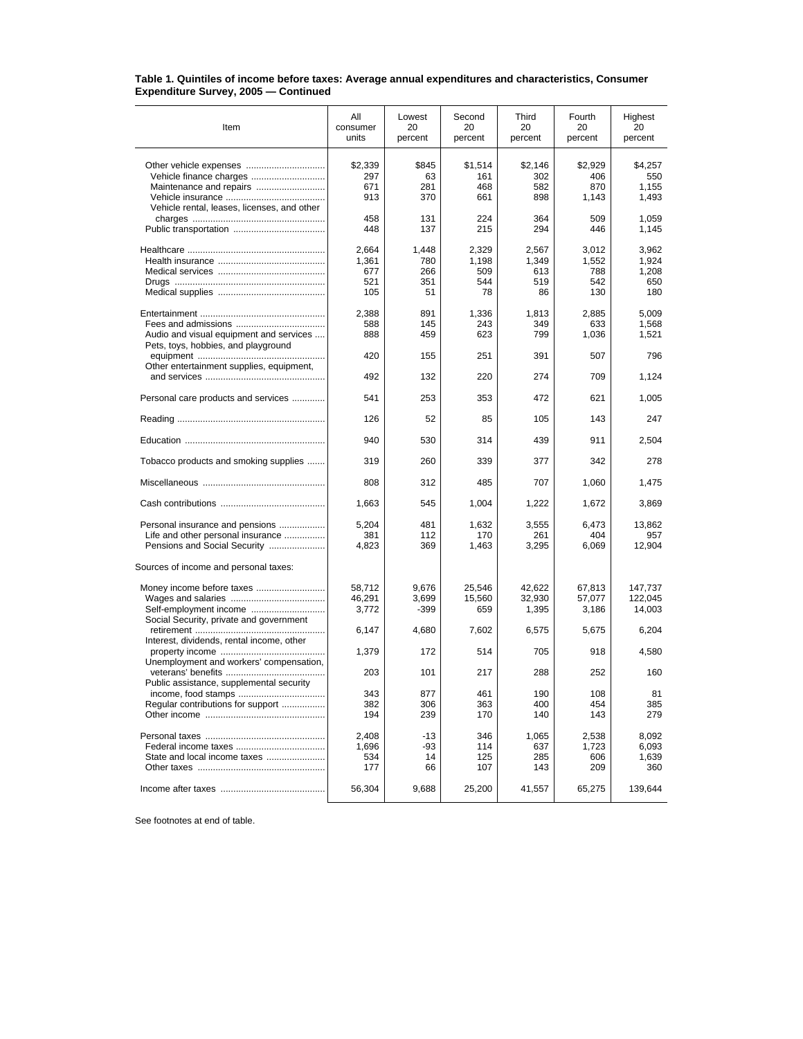**Table 1. Quintiles of income before taxes: Average annual expenditures and characteristics, Consumer Expenditure Survey, 2005 — Continued**

| Item | All consumer units | Lowest 20 percent | Second 20 percent | Third 20 percent | Fourth 20 percent | Highest 20 percent |
|---|---|---|---|---|---|---|
| Other vehicle expenses | $2,339 | $845 | $1,514 | $2,146 | $2,929 | $4,257 |
| Vehicle finance charges | 297 | 63 | 161 | 302 | 406 | 550 |
| Maintenance and repairs | 671 | 281 | 468 | 582 | 870 | 1,155 |
| Vehicle insurance | 913 | 370 | 661 | 898 | 1,143 | 1,493 |
| Vehicle rental, leases, licenses, and other charges | 458 | 131 | 224 | 364 | 509 | 1,059 |
| Public transportation | 448 | 137 | 215 | 294 | 446 | 1,145 |
| Healthcare | 2,664 | 1,448 | 2,329 | 2,567 | 3,012 | 3,962 |
| Health insurance | 1,361 | 780 | 1,198 | 1,349 | 1,552 | 1,924 |
| Medical services | 677 | 266 | 509 | 613 | 788 | 1,208 |
| Drugs | 521 | 351 | 544 | 519 | 542 | 650 |
| Medical supplies | 105 | 51 | 78 | 86 | 130 | 180 |
| Entertainment | 2,388 | 891 | 1,336 | 1,813 | 2,885 | 5,009 |
| Fees and admissions | 588 | 145 | 243 | 349 | 633 | 1,568 |
| Audio and visual equipment and services | 888 | 459 | 623 | 799 | 1,036 | 1,521 |
| Pets, toys, hobbies, and playground equipment | 420 | 155 | 251 | 391 | 507 | 796 |
| Other entertainment supplies, equipment, and services | 492 | 132 | 220 | 274 | 709 | 1,124 |
| Personal care products and services | 541 | 253 | 353 | 472 | 621 | 1,005 |
| Reading | 126 | 52 | 85 | 105 | 143 | 247 |
| Education | 940 | 530 | 314 | 439 | 911 | 2,504 |
| Tobacco products and smoking supplies | 319 | 260 | 339 | 377 | 342 | 278 |
| Miscellaneous | 808 | 312 | 485 | 707 | 1,060 | 1,475 |
| Cash contributions | 1,663 | 545 | 1,004 | 1,222 | 1,672 | 3,869 |
| Personal insurance and pensions | 5,204 | 481 | 1,632 | 3,555 | 6,473 | 13,862 |
| Life and other personal insurance | 381 | 112 | 170 | 261 | 404 | 957 |
| Pensions and Social Security | 4,823 | 369 | 1,463 | 3,295 | 6,069 | 12,904 |
| Sources of income and personal taxes: | | | | | | |
| Money income before taxes | 58,712 | 9,676 | 25,546 | 42,622 | 67,813 | 147,737 |
| Wages and salaries | 46,291 | 3,699 | 15,560 | 32,930 | 57,077 | 122,045 |
| Self-employment income | 3,772 | -399 | 659 | 1,395 | 3,186 | 14,003 |
| Social Security, private and government retirement | 6,147 | 4,680 | 7,602 | 6,575 | 5,675 | 6,204 |
| Interest, dividends, rental income, other property income | 1,379 | 172 | 514 | 705 | 918 | 4,580 |
| Unemployment and workers' compensation, veterans' benefits | 203 | 101 | 217 | 288 | 252 | 160 |
| Public assistance, supplemental security income, food stamps | 343 | 877 | 461 | 190 | 108 | 81 |
| Regular contributions for support | 382 | 306 | 363 | 400 | 454 | 385 |
| Other income | 194 | 239 | 170 | 140 | 143 | 279 |
| Personal taxes | 2,408 | -13 | 346 | 1,065 | 2,538 | 8,092 |
| Federal income taxes | 1,696 | -93 | 114 | 637 | 1,723 | 6,093 |
| State and local income taxes | 534 | 14 | 125 | 285 | 606 | 1,639 |
| Other taxes | 177 | 66 | 107 | 143 | 209 | 360 |
| Income after taxes | 56,304 | 9,688 | 25,200 | 41,557 | 65,275 | 139,644 |

See footnotes at end of table.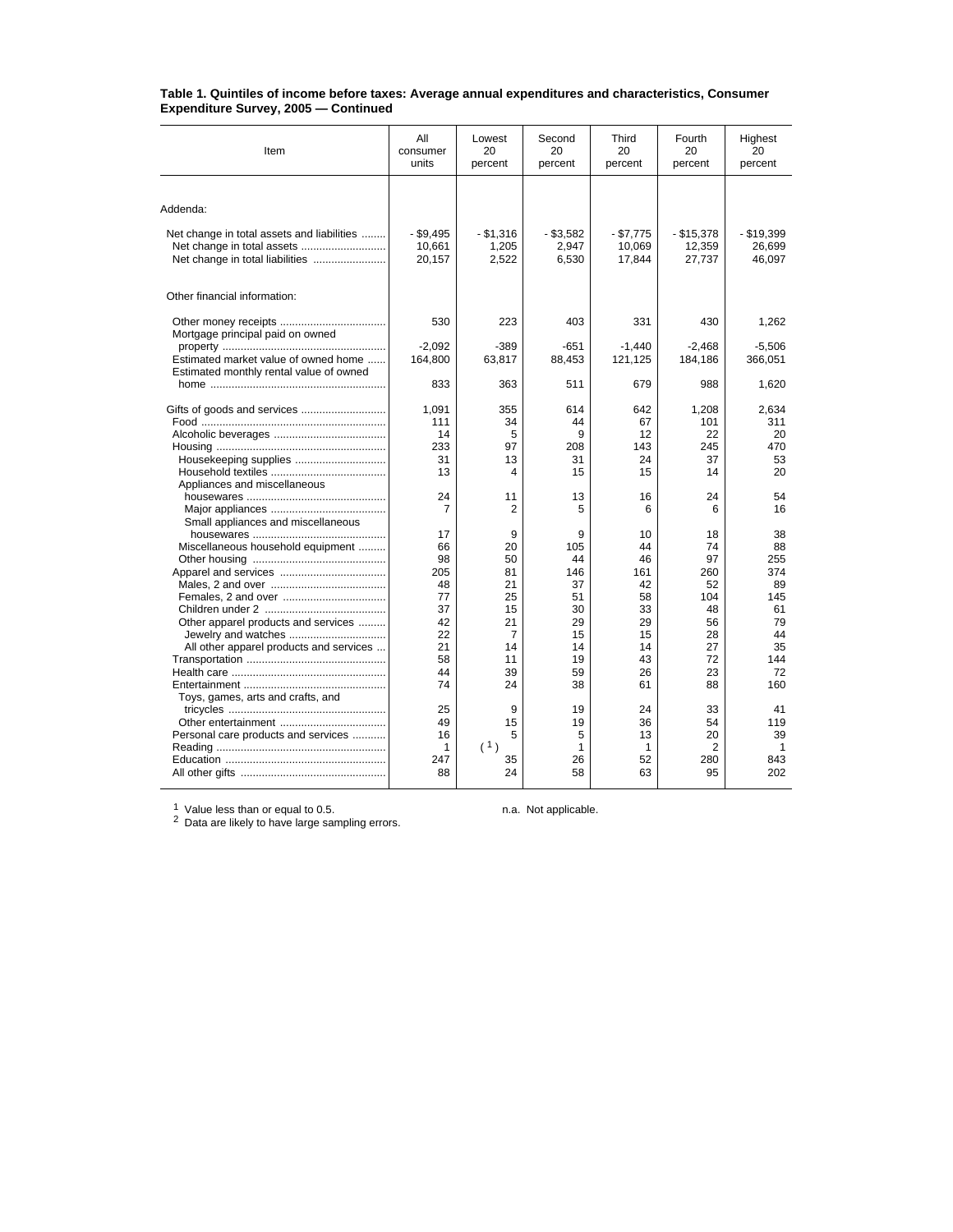**Table 1. Quintiles of income before taxes: Average annual expenditures and characteristics, Consumer Expenditure Survey, 2005 — Continued**

| Item | All consumer units | Lowest 20 percent | Second 20 percent | Third 20 percent | Fourth 20 percent | Highest 20 percent |
|---|---|---|---|---|---|---|
| Addenda: | | | | | | |
| Net change in total assets and liabilities | - $9,495 | - $1,316 | - $3,582 | - $7,775 | - $15,378 | - $19,399 |
| Net change in total assets | 10,661 | 1,205 | 2,947 | 10,069 | 12,359 | 26,699 |
| Net change in total liabilities | 20,157 | 2,522 | 6,530 | 17,844 | 27,737 | 46,097 |
| Other financial information: | | | | | | |
| Other money receipts | 530 | 223 | 403 | 331 | 430 | 1,262 |
| Mortgage principal paid on owned property | -2,092 | -389 | -651 | -1,440 | -2,468 | -5,506 |
| Estimated market value of owned home | 164,800 | 63,817 | 88,453 | 121,125 | 184,186 | 366,051 |
| Estimated monthly rental value of owned home | 833 | 363 | 511 | 679 | 988 | 1,620 |
| Gifts of goods and services | 1,091 | 355 | 614 | 642 | 1,208 | 2,634 |
| Food | 111 | 34 | 44 | 67 | 101 | 311 |
| Alcoholic beverages | 14 | 5 | 9 | 12 | 22 | 20 |
| Housing | 233 | 97 | 208 | 143 | 245 | 470 |
| Housekeeping supplies | 31 | 13 | 31 | 24 | 37 | 53 |
| Household textiles | 13 | 4 | 15 | 15 | 14 | 20 |
| Appliances and miscellaneous housewares | 24 | 11 | 13 | 16 | 24 | 54 |
| Major appliances | 7 | 2 | 5 | 6 | 6 | 16 |
| Small appliances and miscellaneous housewares | 17 | 9 | 9 | 10 | 18 | 38 |
| Miscellaneous household equipment | 66 | 20 | 105 | 44 | 74 | 88 |
| Other housing | 98 | 50 | 44 | 46 | 97 | 255 |
| Apparel and services | 205 | 81 | 146 | 161 | 260 | 374 |
| Males, 2 and over | 48 | 21 | 37 | 42 | 52 | 89 |
| Females, 2 and over | 77 | 25 | 51 | 58 | 104 | 145 |
| Children under 2 | 37 | 15 | 30 | 33 | 48 | 61 |
| Other apparel products and services | 42 | 21 | 29 | 29 | 56 | 79 |
| Jewelry and watches | 22 | 7 | 15 | 15 | 28 | 44 |
| All other apparel products and services | 21 | 14 | 14 | 14 | 27 | 35 |
| Transportation | 58 | 11 | 19 | 43 | 72 | 144 |
| Health care | 44 | 39 | 59 | 26 | 23 | 72 |
| Entertainment | 74 | 24 | 38 | 61 | 88 | 160 |
| Toys, games, arts and crafts, and tricycles | 25 | 9 | 19 | 24 | 33 | 41 |
| Other entertainment | 49 | 15 | 19 | 36 | 54 | 119 |
| Personal care products and services | 16 | 5 | 5 | 13 | 20 | 39 |
| Reading | 1 | ([1]) | 1 | 1 | 2 | 1 |
| Education | 247 | 35 | 26 | 52 | 280 | 843 |
| All other gifts | 88 | 24 | 58 | 63 | 95 | 202 |

[1] Value less than or equal to 0.5.
[2] Data are likely to have large sampling errors.

n.a. Not applicable.